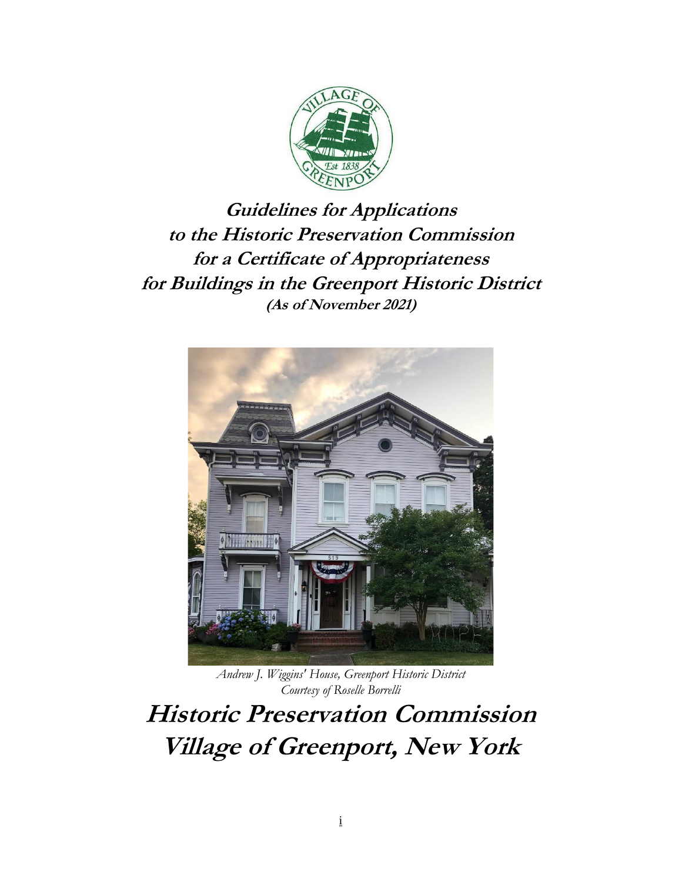# Guidelines for Applications to the Historic Preservation Commission for a Certificate of Appropriateness for Buildings in the Greenport Historic District

**(As of November 2021)**

*Andrew J. Wiggins' House, Greenport Historic District*
*Courtesy of Roselle Borrelli*

# Historic Preservation Commission
# Village of Greenport, New York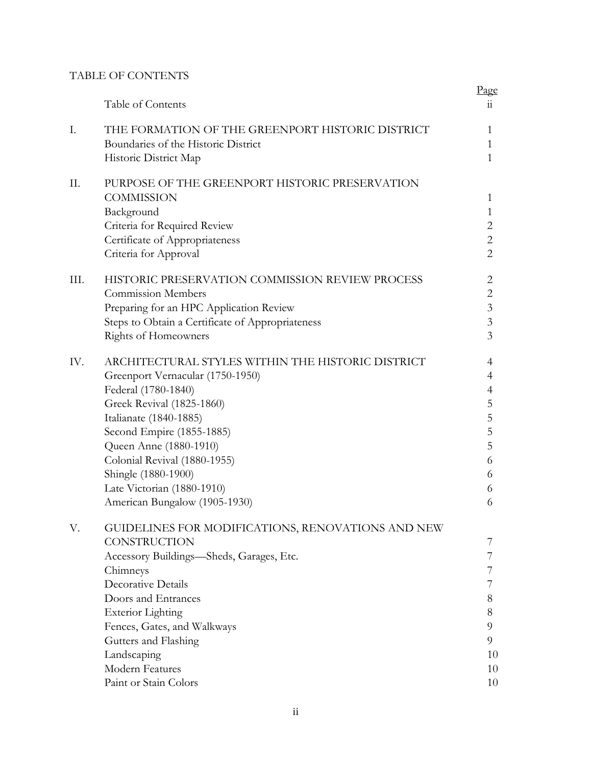TABLE OF CONTENTS

| | | Page |
|---|---|---|
| | Table of Contents | ii |
| I. | THE FORMATION OF THE GREENPORT HISTORIC DISTRICT | 1 |
| | Boundaries of the Historic District | 1 |
| | Historic District Map | 1 |
| II. | PURPOSE OF THE GREENPORT HISTORIC PRESERVATION COMMISSION | 1 |
| | Background | 1 |
| | Criteria for Required Review | 2 |
| | Certificate of Appropriateness | 2 |
| | Criteria for Approval | 2 |
| III. | HISTORIC PRESERVATION COMMISSION REVIEW PROCESS | 2 |
| | Commission Members | 2 |
| | Preparing for an HPC Application Review | 3 |
| | Steps to Obtain a Certificate of Appropriateness | 3 |
| | Rights of Homeowners | 3 |
| IV. | ARCHITECTURAL STYLES WITHIN THE HISTORIC DISTRICT | 4 |
| | Greenport Vernacular (1750-1950) | 4 |
| | Federal (1780-1840) | 4 |
| | Greek Revival (1825-1860) | 5 |
| | Italianate (1840-1885) | 5 |
| | Second Empire (1855-1885) | 5 |
| | Queen Anne (1880-1910) | 5 |
| | Colonial Revival (1880-1955) | 6 |
| | Shingle (1880-1900) | 6 |
| | Late Victorian (1880-1910) | 6 |
| | American Bungalow (1905-1930) | 6 |
| V. | GUIDELINES FOR MODIFICATIONS, RENOVATIONS AND NEW CONSTRUCTION | 7 |
| | Accessory Buildings—Sheds, Garages, Etc. | 7 |
| | Chimneys | 7 |
| | Decorative Details | 7 |
| | Doors and Entrances | 8 |
| | Exterior Lighting | 8 |
| | Fences, Gates, and Walkways | 9 |
| | Gutters and Flashing | 9 |
| | Landscaping | 10 |
| | Modern Features | 10 |
| | Paint or Stain Colors | 10 |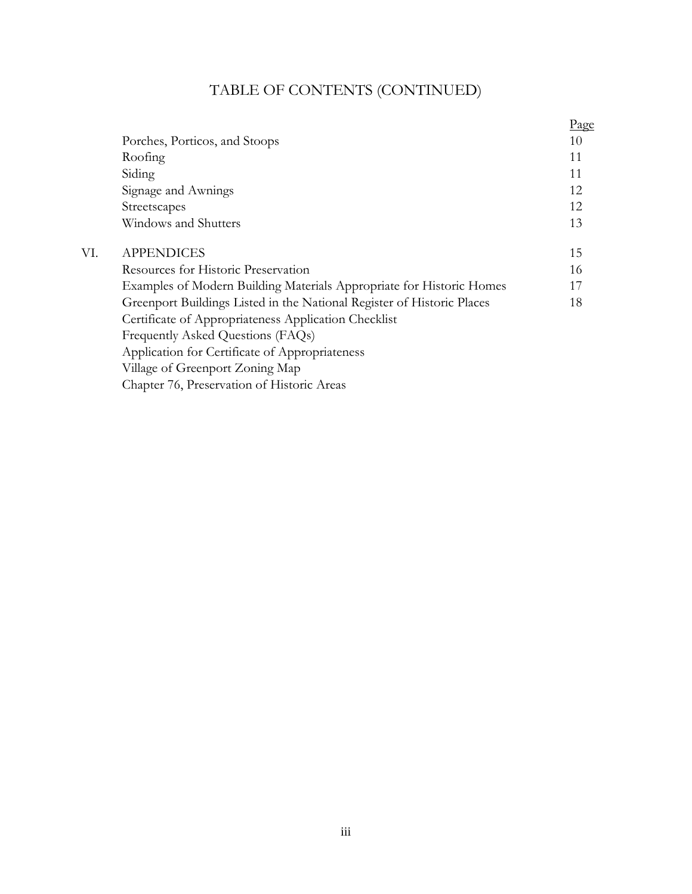# TABLE OF CONTENTS (CONTINUED)

| | | Page |
|---|---|---|
| | Porches, Porticos, and Stoops | 10 |
| | Roofing | 11 |
| | Siding | 11 |
| | Signage and Awnings | 12 |
| | Streetscapes | 12 |
| | Windows and Shutters | 13 |
| VI. | APPENDICES | 15 |
| | Resources for Historic Preservation | 16 |
| | Examples of Modern Building Materials Appropriate for Historic Homes | 17 |
| | Greenport Buildings Listed in the National Register of Historic Places | 18 |
| | Certificate of Appropriateness Application Checklist | |
| | Frequently Asked Questions (FAQs) | |
| | Application for Certificate of Appropriateness | |
| | Village of Greenport Zoning Map | |
| | Chapter 76, Preservation of Historic Areas | |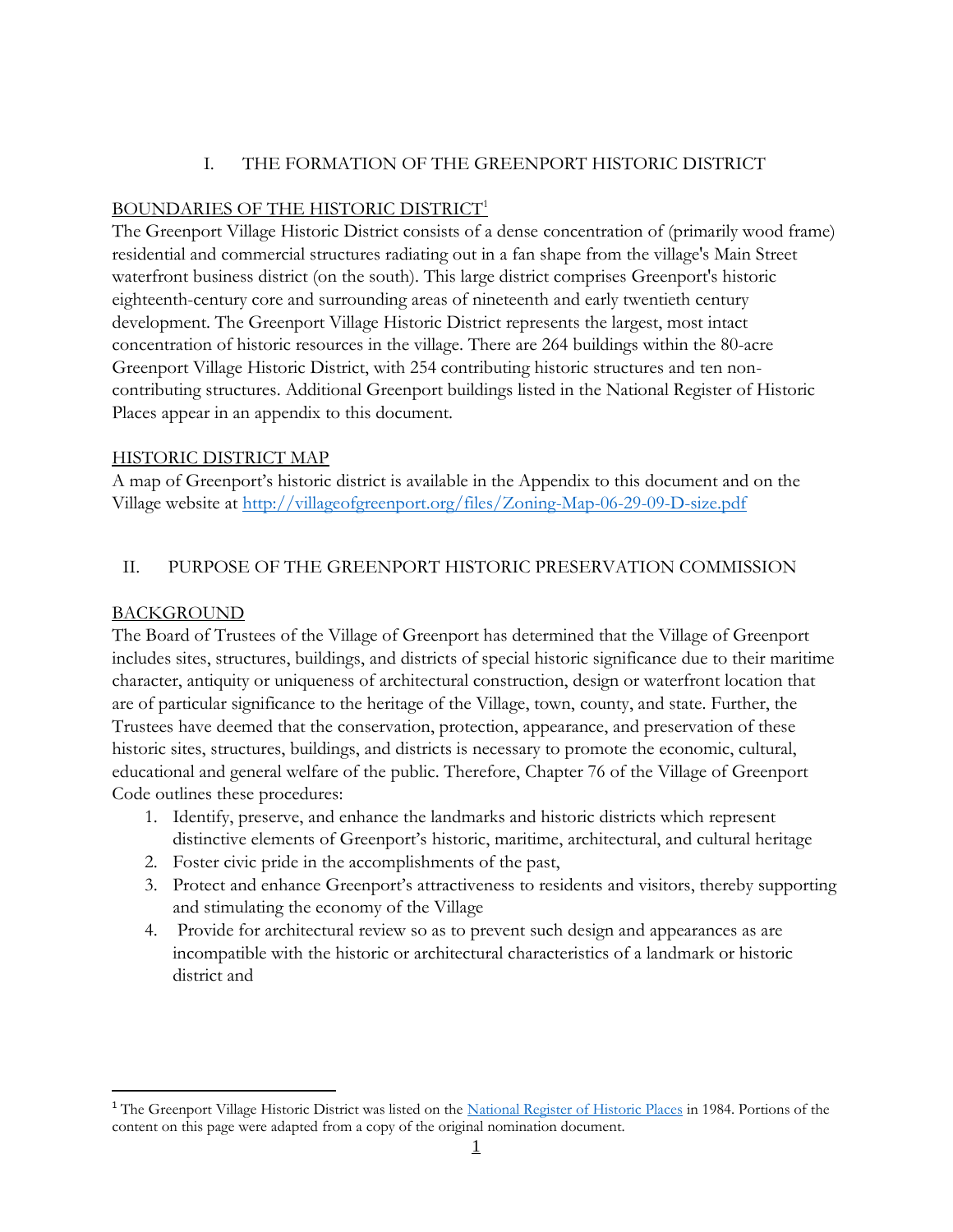## I. THE FORMATION OF THE GREENPORT HISTORIC DISTRICT

### BOUNDARIES OF THE HISTORIC DISTRICT[1]

The Greenport Village Historic District consists of a dense concentration of (primarily wood frame) residential and commercial structures radiating out in a fan shape from the village's Main Street waterfront business district (on the south). This large district comprises Greenport's historic eighteenth-century core and surrounding areas of nineteenth and early twentieth century development. The Greenport Village Historic District represents the largest, most intact concentration of historic resources in the village. There are 264 buildings within the 80-acre Greenport Village Historic District, with 254 contributing historic structures and ten non-contributing structures. Additional Greenport buildings listed in the National Register of Historic Places appear in an appendix to this document.

### HISTORIC DISTRICT MAP

A map of Greenport's historic district is available in the Appendix to this document and on the Village website at [http://villageofgreenport.org/files/Zoning-Map-06-29-09-D-size.pdf](http://villageofgreenport.org/files/Zoning-Map-06-29-09-D-size.pdf)

## II. PURPOSE OF THE GREENPORT HISTORIC PRESERVATION COMMISSION

### BACKGROUND

The Board of Trustees of the Village of Greenport has determined that the Village of Greenport includes sites, structures, buildings, and districts of special historic significance due to their maritime character, antiquity or uniqueness of architectural construction, design or waterfront location that are of particular significance to the heritage of the Village, town, county, and state. Further, the Trustees have deemed that the conservation, protection, appearance, and preservation of these historic sites, structures, buildings, and districts is necessary to promote the economic, cultural, educational and general welfare of the public. Therefore, Chapter 76 of the Village of Greenport Code outlines these procedures:

1. Identify, preserve, and enhance the landmarks and historic districts which represent distinctive elements of Greenport's historic, maritime, architectural, and cultural heritage
2. Foster civic pride in the accomplishments of the past,
3. Protect and enhance Greenport's attractiveness to residents and visitors, thereby supporting and stimulating the economy of the Village
4. Provide for architectural review so as to prevent such design and appearances as are incompatible with the historic or architectural characteristics of a landmark or historic district and

---

[1] The Greenport Village Historic District was listed on the [National Register of Historic Places](#) in 1984. Portions of the content on this page were adapted from a copy of the original nomination document.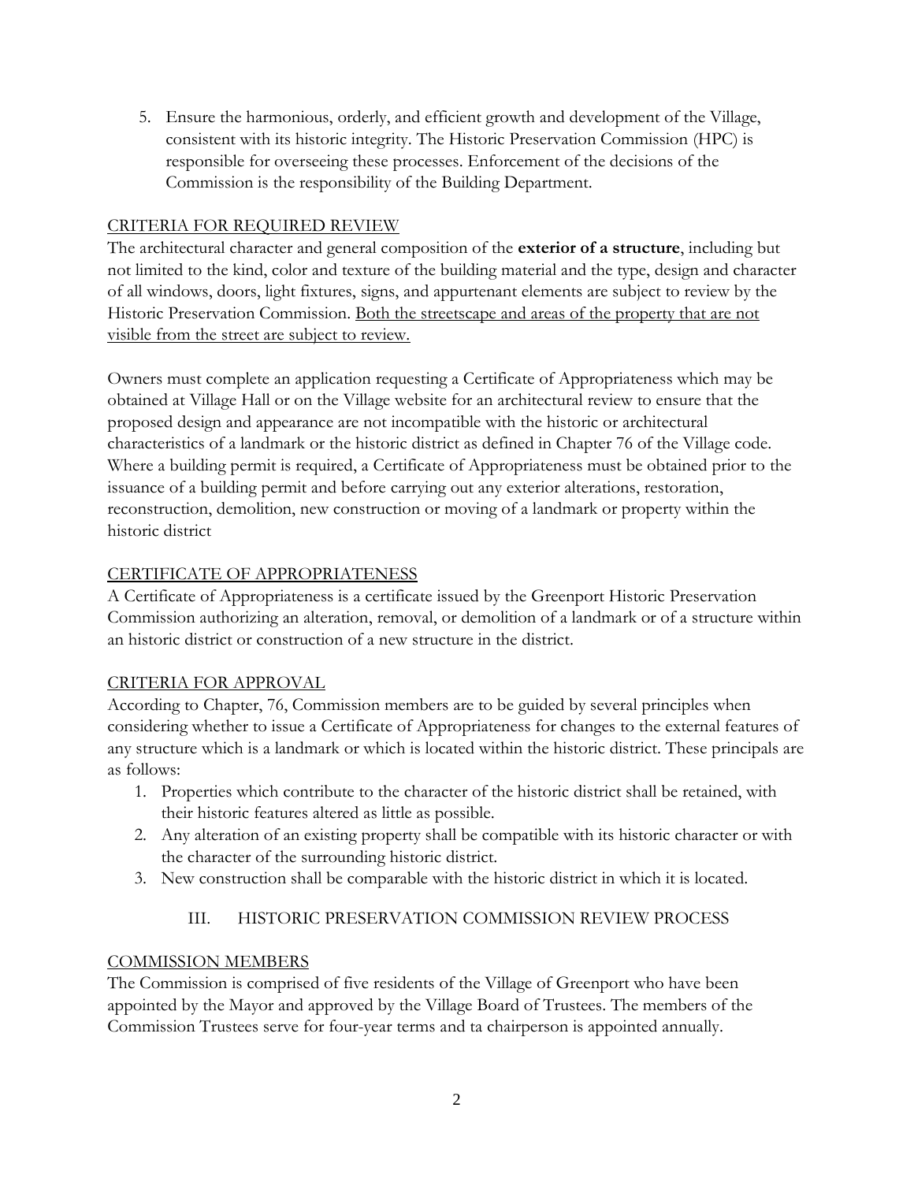5. Ensure the harmonious, orderly, and efficient growth and development of the Village, consistent with its historic integrity. The Historic Preservation Commission (HPC) is responsible for overseeing these processes. Enforcement of the decisions of the Commission is the responsibility of the Building Department.

<u>CRITERIA FOR REQUIRED REVIEW</u>

The architectural character and general composition of the **exterior of a structure**, including but not limited to the kind, color and texture of the building material and the type, design and character of all windows, doors, light fixtures, signs, and appurtenant elements are subject to review by the Historic Preservation Commission. <u>Both the streetscape and areas of the property that are not visible from the street are subject to review.</u>

Owners must complete an application requesting a Certificate of Appropriateness which may be obtained at Village Hall or on the Village website for an architectural review to ensure that the proposed design and appearance are not incompatible with the historic or architectural characteristics of a landmark or the historic district as defined in Chapter 76 of the Village code. Where a building permit is required, a Certificate of Appropriateness must be obtained prior to the issuance of a building permit and before carrying out any exterior alterations, restoration, reconstruction, demolition, new construction or moving of a landmark or property within the historic district

<u>CERTIFICATE OF APPROPRIATENESS</u>

A Certificate of Appropriateness is a certificate issued by the Greenport Historic Preservation Commission authorizing an alteration, removal, or demolition of a landmark or of a structure within an historic district or construction of a new structure in the district.

<u>CRITERIA FOR APPROVAL</u>

According to Chapter, 76, Commission members are to be guided by several principles when considering whether to issue a Certificate of Appropriateness for changes to the external features of any structure which is a landmark or which is located within the historic district. These principals are as follows:

1. Properties which contribute to the character of the historic district shall be retained, with their historic features altered as little as possible.
2. Any alteration of an existing property shall be compatible with its historic character or with the character of the surrounding historic district.
3. New construction shall be comparable with the historic district in which it is located.

## III. HISTORIC PRESERVATION COMMISSION REVIEW PROCESS

<u>COMMISSION MEMBERS</u>

The Commission is comprised of five residents of the Village of Greenport who have been appointed by the Mayor and approved by the Village Board of Trustees. The members of the Commission Trustees serve for four-year terms and ta chairperson is appointed annually.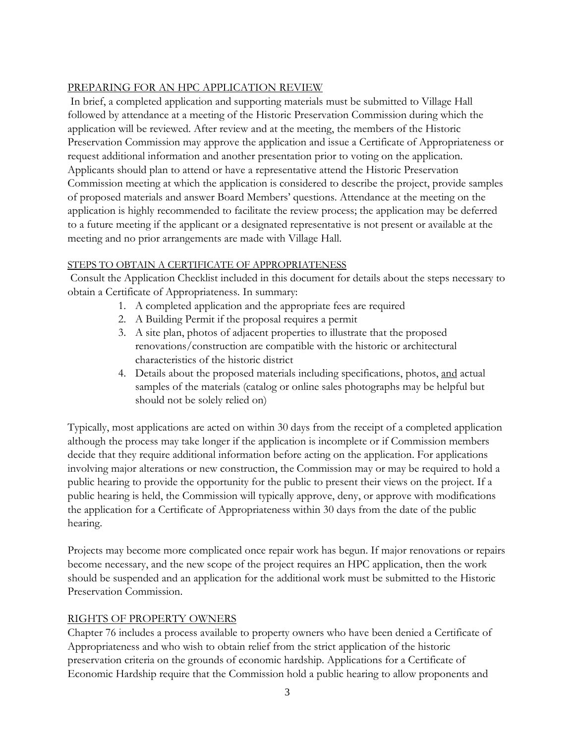## PREPARING FOR AN HPC APPLICATION REVIEW

In brief, a completed application and supporting materials must be submitted to Village Hall followed by attendance at a meeting of the Historic Preservation Commission during which the application will be reviewed. After review and at the meeting, the members of the Historic Preservation Commission may approve the application and issue a Certificate of Appropriateness or request additional information and another presentation prior to voting on the application. Applicants should plan to attend or have a representative attend the Historic Preservation Commission meeting at which the application is considered to describe the project, provide samples of proposed materials and answer Board Members' questions. Attendance at the meeting on the application is highly recommended to facilitate the review process; the application may be deferred to a future meeting if the applicant or a designated representative is not present or available at the meeting and no prior arrangements are made with Village Hall.

### STEPS TO OBTAIN A CERTIFICATE OF APPROPRIATENESS

Consult the Application Checklist included in this document for details about the steps necessary to obtain a Certificate of Appropriateness. In summary:

1. A completed application and the appropriate fees are required
2. A Building Permit if the proposal requires a permit
3. A site plan, photos of adjacent properties to illustrate that the proposed renovations/construction are compatible with the historic or architectural characteristics of the historic district
4. Details about the proposed materials including specifications, photos, and actual samples of the materials (catalog or online sales photographs may be helpful but should not be solely relied on)

Typically, most applications are acted on within 30 days from the receipt of a completed application although the process may take longer if the application is incomplete or if Commission members decide that they require additional information before acting on the application. For applications involving major alterations or new construction, the Commission may or may be required to hold a public hearing to provide the opportunity for the public to present their views on the project. If a public hearing is held, the Commission will typically approve, deny, or approve with modifications the application for a Certificate of Appropriateness within 30 days from the date of the public hearing.

Projects may become more complicated once repair work has begun. If major renovations or repairs become necessary, and the new scope of the project requires an HPC application, then the work should be suspended and an application for the additional work must be submitted to the Historic Preservation Commission.

## RIGHTS OF PROPERTY OWNERS

Chapter 76 includes a process available to property owners who have been denied a Certificate of Appropriateness and who wish to obtain relief from the strict application of the historic preservation criteria on the grounds of economic hardship. Applications for a Certificate of Economic Hardship require that the Commission hold a public hearing to allow proponents and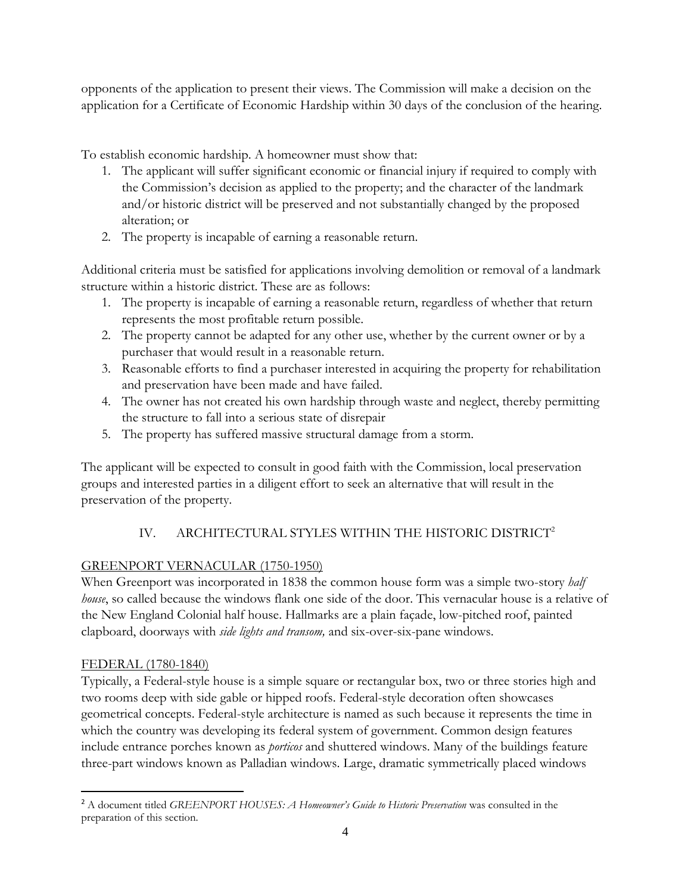opponents of the application to present their views. The Commission will make a decision on the application for a Certificate of Economic Hardship within 30 days of the conclusion of the hearing.

To establish economic hardship. A homeowner must show that:

1. The applicant will suffer significant economic or financial injury if required to comply with the Commission's decision as applied to the property; and the character of the landmark and/or historic district will be preserved and not substantially changed by the proposed alteration; or
2. The property is incapable of earning a reasonable return.

Additional criteria must be satisfied for applications involving demolition or removal of a landmark structure within a historic district. These are as follows:

1. The property is incapable of earning a reasonable return, regardless of whether that return represents the most profitable return possible.
2. The property cannot be adapted for any other use, whether by the current owner or by a purchaser that would result in a reasonable return.
3. Reasonable efforts to find a purchaser interested in acquiring the property for rehabilitation and preservation have been made and have failed.
4. The owner has not created his own hardship through waste and neglect, thereby permitting the structure to fall into a serious state of disrepair
5. The property has suffered massive structural damage from a storm.

The applicant will be expected to consult in good faith with the Commission, local preservation groups and interested parties in a diligent effort to seek an alternative that will result in the preservation of the property.

## IV. ARCHITECTURAL STYLES WITHIN THE HISTORIC DISTRICT[2]

### GREENPORT VERNACULAR (1750-1950)

When Greenport was incorporated in 1838 the common house form was a simple two-story *half house*, so called because the windows flank one side of the door. This vernacular house is a relative of the New England Colonial half house. Hallmarks are a plain façade, low-pitched roof, painted clapboard, doorways with *side lights and transom,* and six-over-six-pane windows.

### FEDERAL (1780-1840)

Typically, a Federal-style house is a simple square or rectangular box, two or three stories high and two rooms deep with side gable or hipped roofs. Federal-style decoration often showcases geometrical concepts. Federal-style architecture is named as such because it represents the time in which the country was developing its federal system of government. Common design features include entrance porches known as *porticos* and shuttered windows. Many of the buildings feature three-part windows known as Palladian windows. Large, dramatic symmetrically placed windows

[2] A document titled *GREENPORT HOUSES: A Homeowner's Guide to Historic Preservation* was consulted in the preparation of this section.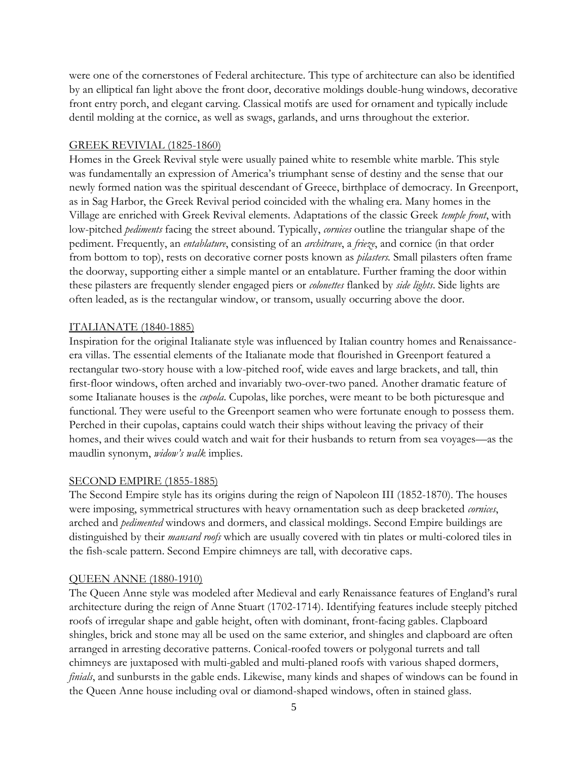were one of the cornerstones of Federal architecture. This type of architecture can also be identified by an elliptical fan light above the front door, decorative moldings double-hung windows, decorative front entry porch, and elegant carving. Classical motifs are used for ornament and typically include dentil molding at the cornice, as well as swags, garlands, and urns throughout the exterior.

## GREEK REVIVIAL (1825-1860)

Homes in the Greek Revival style were usually pained white to resemble white marble. This style was fundamentally an expression of America's triumphant sense of destiny and the sense that our newly formed nation was the spiritual descendant of Greece, birthplace of democracy. In Greenport, as in Sag Harbor, the Greek Revival period coincided with the whaling era. Many homes in the Village are enriched with Greek Revival elements. Adaptations of the classic Greek *temple front*, with low-pitched *pediments* facing the street abound. Typically, *cornices* outline the triangular shape of the pediment. Frequently, an *entablature*, consisting of an *architrave*, a *frieze*, and cornice (in that order from bottom to top), rests on decorative corner posts known as *pilasters.* Small pilasters often frame the doorway, supporting either a simple mantel or an entablature. Further framing the door within these pilasters are frequently slender engaged piers or *colonettes* flanked by *side lights*. Side lights are often leaded, as is the rectangular window, or transom, usually occurring above the door.

## ITALIANATE (1840-1885)

Inspiration for the original Italianate style was influenced by Italian country homes and Renaissance-era villas. The essential elements of the Italianate mode that flourished in Greenport featured a rectangular two-story house with a low-pitched roof, wide eaves and large brackets, and tall, thin first-floor windows, often arched and invariably two-over-two paned. Another dramatic feature of some Italianate houses is the *cupola*. Cupolas, like porches, were meant to be both picturesque and functional. They were useful to the Greenport seamen who were fortunate enough to possess them. Perched in their cupolas, captains could watch their ships without leaving the privacy of their homes, and their wives could watch and wait for their husbands to return from sea voyages—as the maudlin synonym, *widow's walk* implies.

## SECOND EMPIRE (1855-1885)

The Second Empire style has its origins during the reign of Napoleon III (1852-1870). The houses were imposing, symmetrical structures with heavy ornamentation such as deep bracketed *cornices*, arched and *pedimented* windows and dormers, and classical moldings. Second Empire buildings are distinguished by their *mansard roofs* which are usually covered with tin plates or multi-colored tiles in the fish-scale pattern. Second Empire chimneys are tall, with decorative caps.

## QUEEN ANNE (1880-1910)

The Queen Anne style was modeled after Medieval and early Renaissance features of England's rural architecture during the reign of Anne Stuart (1702-1714). Identifying features include steeply pitched roofs of irregular shape and gable height, often with dominant, front-facing gables. Clapboard shingles, brick and stone may all be used on the same exterior, and shingles and clapboard are often arranged in arresting decorative patterns. Conical-roofed towers or polygonal turrets and tall chimneys are juxtaposed with multi-gabled and multi-planed roofs with various shaped dormers, *finials*, and sunbursts in the gable ends. Likewise, many kinds and shapes of windows can be found in the Queen Anne house including oval or diamond-shaped windows, often in stained glass.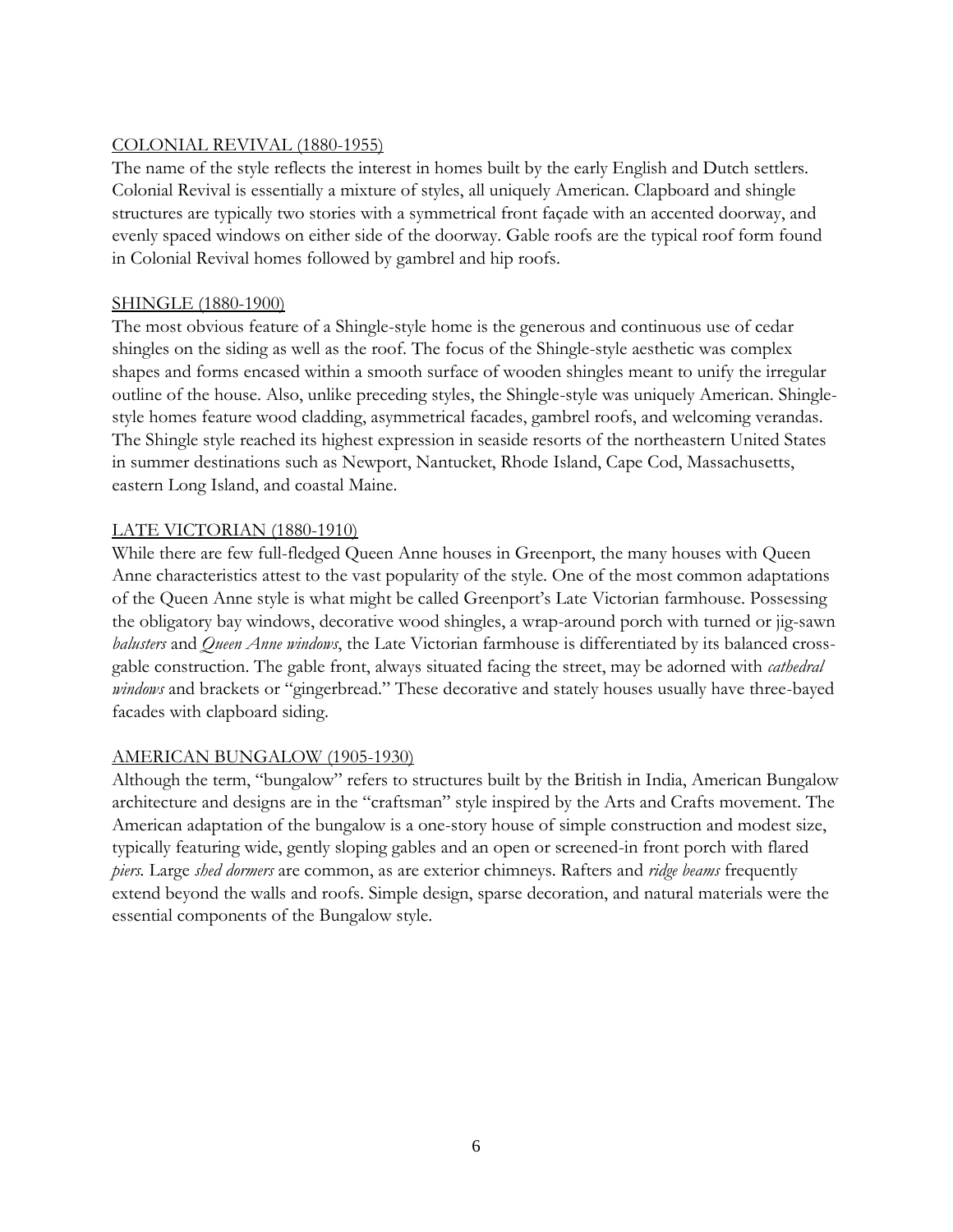## COLONIAL REVIVAL (1880-1955)

The name of the style reflects the interest in homes built by the early English and Dutch settlers. Colonial Revival is essentially a mixture of styles, all uniquely American. Clapboard and shingle structures are typically two stories with a symmetrical front façade with an accented doorway, and evenly spaced windows on either side of the doorway. Gable roofs are the typical roof form found in Colonial Revival homes followed by gambrel and hip roofs.

## SHINGLE (1880-1900)

The most obvious feature of a Shingle-style home is the generous and continuous use of cedar shingles on the siding as well as the roof. The focus of the Shingle-style aesthetic was complex shapes and forms encased within a smooth surface of wooden shingles meant to unify the irregular outline of the house. Also, unlike preceding styles, the Shingle-style was uniquely American. Shingle-style homes feature wood cladding, asymmetrical facades, gambrel roofs, and welcoming verandas. The Shingle style reached its highest expression in seaside resorts of the northeastern United States in summer destinations such as Newport, Nantucket, Rhode Island, Cape Cod, Massachusetts, eastern Long Island, and coastal Maine.

## LATE VICTORIAN (1880-1910)

While there are few full-fledged Queen Anne houses in Greenport, the many houses with Queen Anne characteristics attest to the vast popularity of the style. One of the most common adaptations of the Queen Anne style is what might be called Greenport's Late Victorian farmhouse. Possessing the obligatory bay windows, decorative wood shingles, a wrap-around porch with turned or jig-sawn *balusters* and *Queen Anne windows*, the Late Victorian farmhouse is differentiated by its balanced cross-gable construction. The gable front, always situated facing the street, may be adorned with *cathedral windows* and brackets or "gingerbread." These decorative and stately houses usually have three-bayed facades with clapboard siding.

## AMERICAN BUNGALOW (1905-1930)

Although the term, "bungalow" refers to structures built by the British in India, American Bungalow architecture and designs are in the "craftsman" style inspired by the Arts and Crafts movement. The American adaptation of the bungalow is a one-story house of simple construction and modest size, typically featuring wide, gently sloping gables and an open or screened-in front porch with flared *piers.* Large *shed dormers* are common, as are exterior chimneys. Rafters and *ridge beams* frequently extend beyond the walls and roofs. Simple design, sparse decoration, and natural materials were the essential components of the Bungalow style.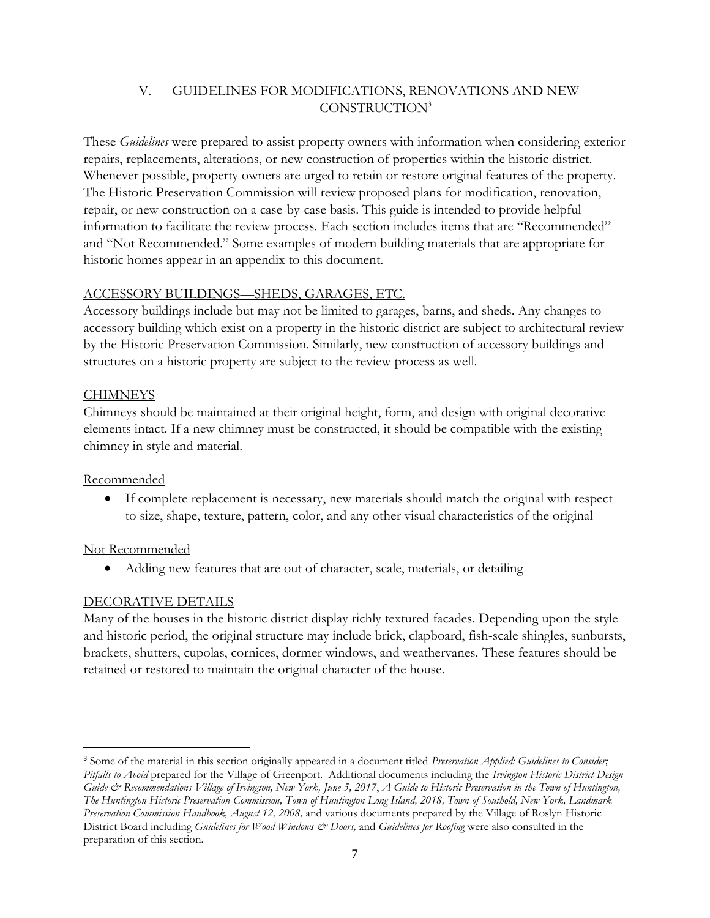## V. GUIDELINES FOR MODIFICATIONS, RENOVATIONS AND NEW CONSTRUCTION[3]

These *Guidelines* were prepared to assist property owners with information when considering exterior repairs, replacements, alterations, or new construction of properties within the historic district. Whenever possible, property owners are urged to retain or restore original features of the property. The Historic Preservation Commission will review proposed plans for modification, renovation, repair, or new construction on a case-by-case basis. This guide is intended to provide helpful information to facilitate the review process. Each section includes items that are "Recommended" and "Not Recommended." Some examples of modern building materials that are appropriate for historic homes appear in an appendix to this document.

### ACCESSORY BUILDINGS—SHEDS, GARAGES, ETC.

Accessory buildings include but may not be limited to garages, barns, and sheds. Any changes to accessory building which exist on a property in the historic district are subject to architectural review by the Historic Preservation Commission. Similarly, new construction of accessory buildings and structures on a historic property are subject to the review process as well.

### CHIMNEYS

Chimneys should be maintained at their original height, form, and design with original decorative elements intact. If a new chimney must be constructed, it should be compatible with the existing chimney in style and material.

#### Recommended

- If complete replacement is necessary, new materials should match the original with respect to size, shape, texture, pattern, color, and any other visual characteristics of the original

#### Not Recommended

- Adding new features that are out of character, scale, materials, or detailing

### DECORATIVE DETAILS

Many of the houses in the historic district display richly textured facades. Depending upon the style and historic period, the original structure may include brick, clapboard, fish-scale shingles, sunbursts, brackets, shutters, cupolas, cornices, dormer windows, and weathervanes. These features should be retained or restored to maintain the original character of the house.

---

[3] Some of the material in this section originally appeared in a document titled *Preservation Applied: Guidelines to Consider; Pitfalls to Avoid* prepared for the Village of Greenport. Additional documents including the *Irvington Historic District Design Guide & Recommendations Village of Irvington, New York, June 5, 2017*, *A Guide to Historic Preservation in the Town of Huntington, The Huntington Historic Preservation Commission, Town of Huntington Long Island, 2018, Town of Southold, New York, Landmark Preservation Commission Handbook, August 12, 2008,* and various documents prepared by the Village of Roslyn Historic District Board including *Guidelines for Wood Windows & Doors,* and *Guidelines for Roofing* were also consulted in the preparation of this section.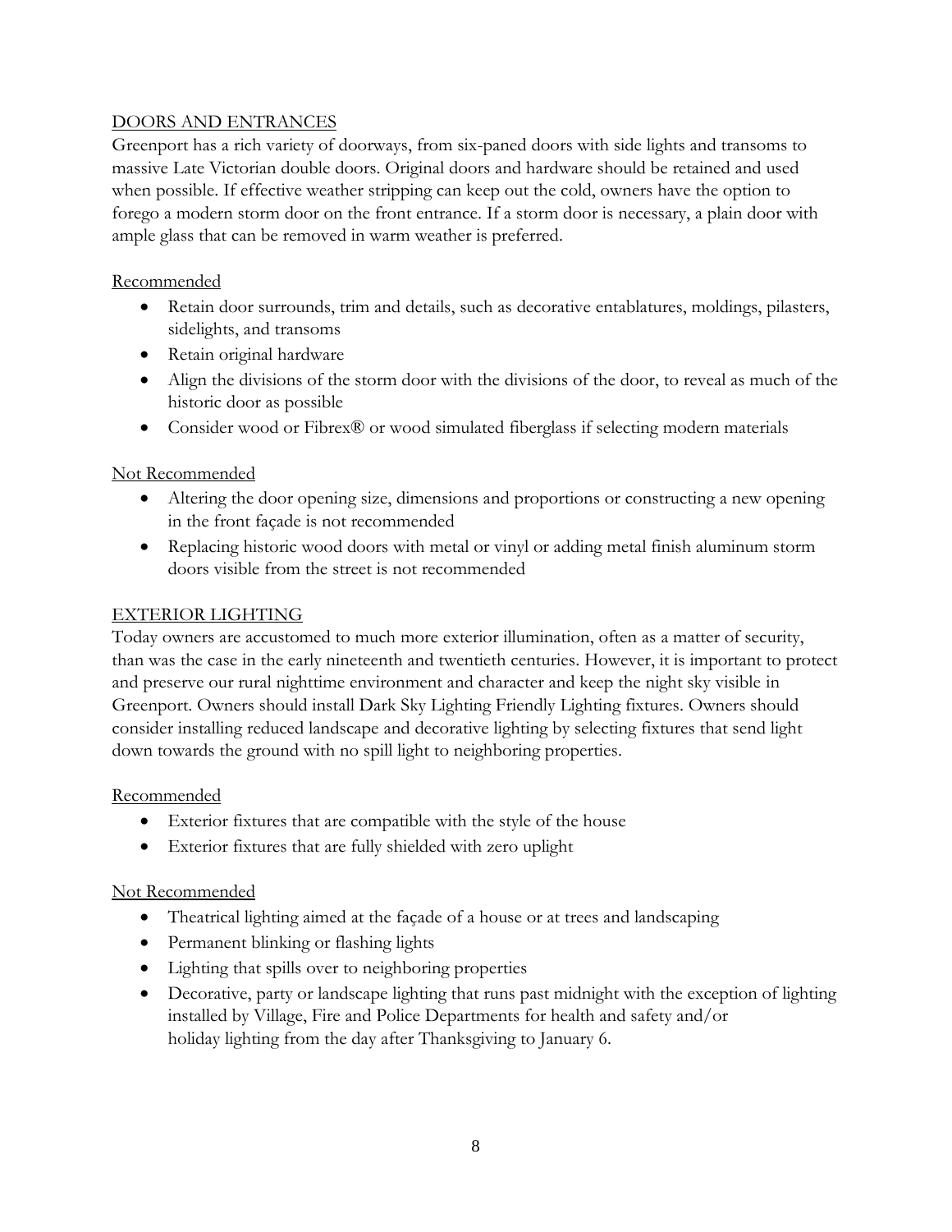## DOORS AND ENTRANCES

Greenport has a rich variety of doorways, from six-paned doors with side lights and transoms to massive Late Victorian double doors. Original doors and hardware should be retained and used when possible. If effective weather stripping can keep out the cold, owners have the option to forego a modern storm door on the front entrance. If a storm door is necessary, a plain door with ample glass that can be removed in warm weather is preferred.

### Recommended

- Retain door surrounds, trim and details, such as decorative entablatures, moldings, pilasters, sidelights, and transoms
- Retain original hardware
- Align the divisions of the storm door with the divisions of the door, to reveal as much of the historic door as possible
- Consider wood or Fibrex® or wood simulated fiberglass if selecting modern materials

### Not Recommended

- Altering the door opening size, dimensions and proportions or constructing a new opening in the front façade is not recommended
- Replacing historic wood doors with metal or vinyl or adding metal finish aluminum storm doors visible from the street is not recommended

## EXTERIOR LIGHTING

Today owners are accustomed to much more exterior illumination, often as a matter of security, than was the case in the early nineteenth and twentieth centuries. However, it is important to protect and preserve our rural nighttime environment and character and keep the night sky visible in Greenport. Owners should install Dark Sky Lighting Friendly Lighting fixtures. Owners should consider installing reduced landscape and decorative lighting by selecting fixtures that send light down towards the ground with no spill light to neighboring properties.

### Recommended

- Exterior fixtures that are compatible with the style of the house
- Exterior fixtures that are fully shielded with zero uplight

### Not Recommended

- Theatrical lighting aimed at the façade of a house or at trees and landscaping
- Permanent blinking or flashing lights
- Lighting that spills over to neighboring properties
- Decorative, party or landscape lighting that runs past midnight with the exception of lighting installed by Village, Fire and Police Departments for health and safety and/or holiday lighting from the day after Thanksgiving to January 6.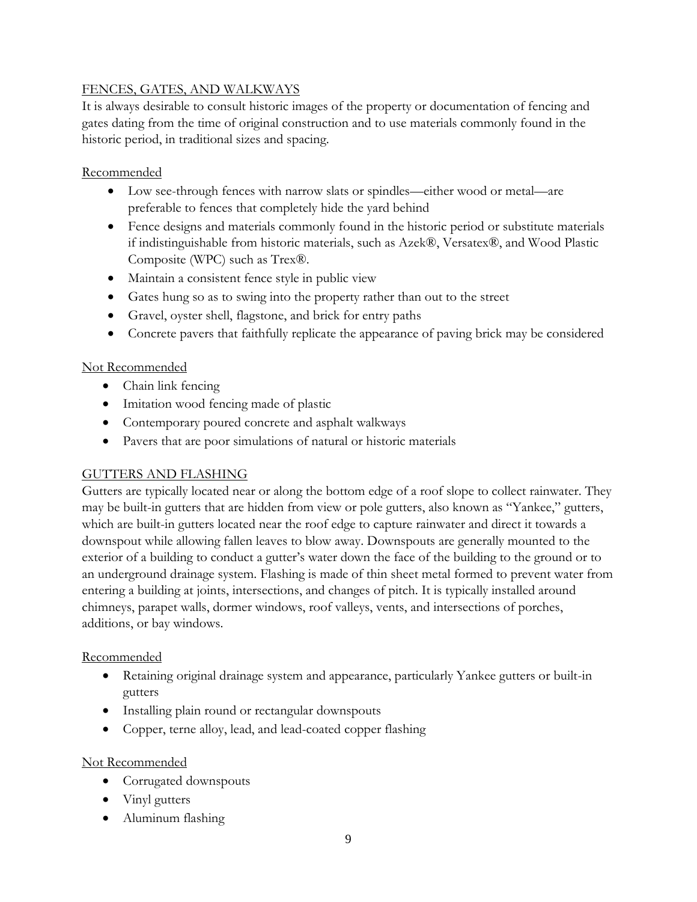## FENCES, GATES, AND WALKWAYS

It is always desirable to consult historic images of the property or documentation of fencing and gates dating from the time of original construction and to use materials commonly found in the historic period, in traditional sizes and spacing.

### Recommended

- Low see-through fences with narrow slats or spindles—either wood or metal—are preferable to fences that completely hide the yard behind
- Fence designs and materials commonly found in the historic period or substitute materials if indistinguishable from historic materials, such as Azek®, Versatex®, and Wood Plastic Composite (WPC) such as Trex®.
- Maintain a consistent fence style in public view
- Gates hung so as to swing into the property rather than out to the street
- Gravel, oyster shell, flagstone, and brick for entry paths
- Concrete pavers that faithfully replicate the appearance of paving brick may be considered

### Not Recommended

- Chain link fencing
- Imitation wood fencing made of plastic
- Contemporary poured concrete and asphalt walkways
- Pavers that are poor simulations of natural or historic materials

## GUTTERS AND FLASHING

Gutters are typically located near or along the bottom edge of a roof slope to collect rainwater. They may be built-in gutters that are hidden from view or pole gutters, also known as "Yankee," gutters, which are built-in gutters located near the roof edge to capture rainwater and direct it towards a downspout while allowing fallen leaves to blow away. Downspouts are generally mounted to the exterior of a building to conduct a gutter's water down the face of the building to the ground or to an underground drainage system. Flashing is made of thin sheet metal formed to prevent water from entering a building at joints, intersections, and changes of pitch. It is typically installed around chimneys, parapet walls, dormer windows, roof valleys, vents, and intersections of porches, additions, or bay windows.

### Recommended

- Retaining original drainage system and appearance, particularly Yankee gutters or built-in gutters
- Installing plain round or rectangular downspouts
- Copper, terne alloy, lead, and lead-coated copper flashing

### Not Recommended

- Corrugated downspouts
- Vinyl gutters
- Aluminum flashing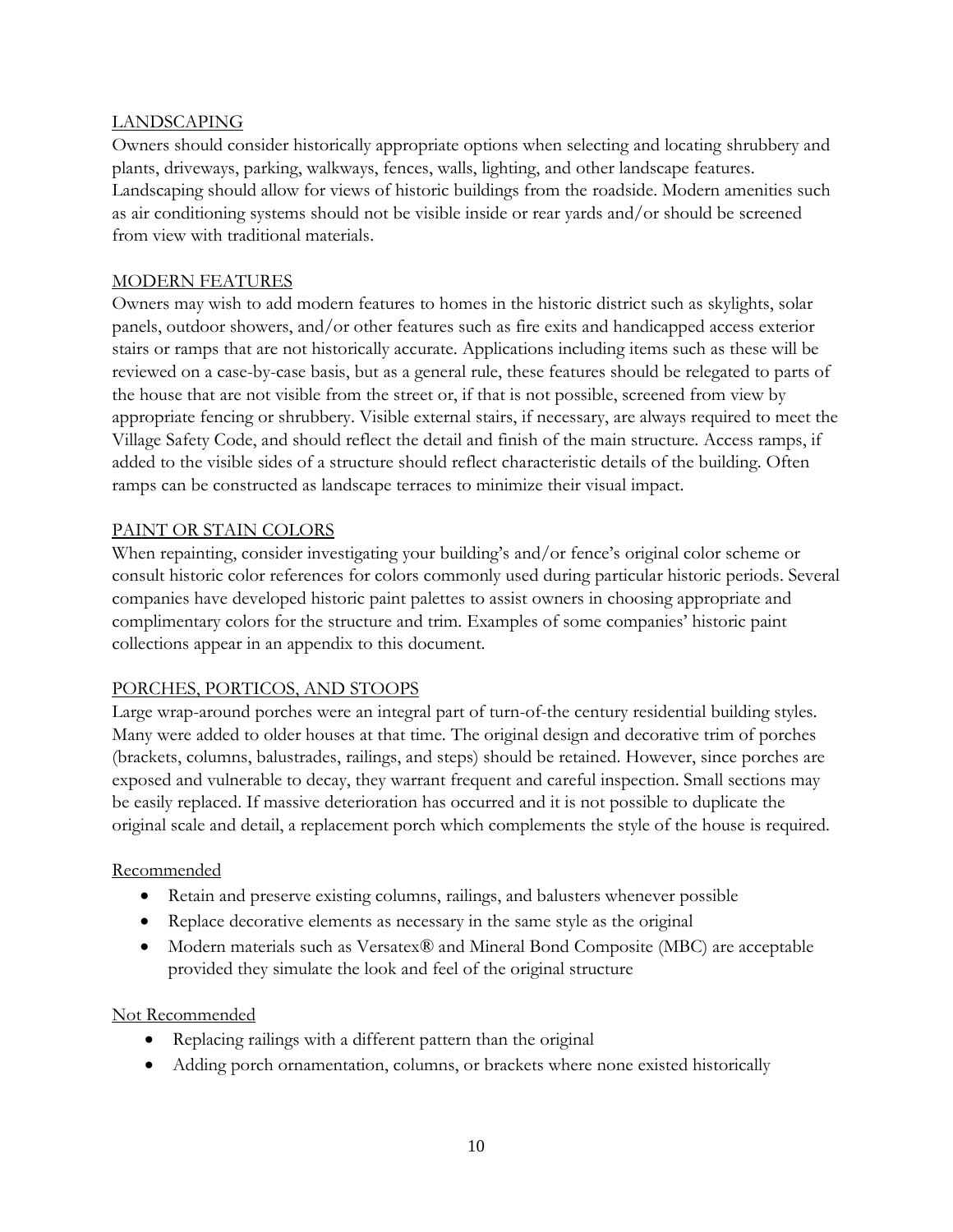## LANDSCAPING

Owners should consider historically appropriate options when selecting and locating shrubbery and plants, driveways, parking, walkways, fences, walls, lighting, and other landscape features. Landscaping should allow for views of historic buildings from the roadside. Modern amenities such as air conditioning systems should not be visible inside or rear yards and/or should be screened from view with traditional materials.

## MODERN FEATURES

Owners may wish to add modern features to homes in the historic district such as skylights, solar panels, outdoor showers, and/or other features such as fire exits and handicapped access exterior stairs or ramps that are not historically accurate. Applications including items such as these will be reviewed on a case-by-case basis, but as a general rule, these features should be relegated to parts of the house that are not visible from the street or, if that is not possible, screened from view by appropriate fencing or shrubbery. Visible external stairs, if necessary, are always required to meet the Village Safety Code, and should reflect the detail and finish of the main structure. Access ramps, if added to the visible sides of a structure should reflect characteristic details of the building. Often ramps can be constructed as landscape terraces to minimize their visual impact.

## PAINT OR STAIN COLORS

When repainting, consider investigating your building's and/or fence's original color scheme or consult historic color references for colors commonly used during particular historic periods. Several companies have developed historic paint palettes to assist owners in choosing appropriate and complimentary colors for the structure and trim. Examples of some companies' historic paint collections appear in an appendix to this document.

## PORCHES, PORTICOS, AND STOOPS

Large wrap-around porches were an integral part of turn-of-the century residential building styles. Many were added to older houses at that time. The original design and decorative trim of porches (brackets, columns, balustrades, railings, and steps) should be retained. However, since porches are exposed and vulnerable to decay, they warrant frequent and careful inspection. Small sections may be easily replaced. If massive deterioration has occurred and it is not possible to duplicate the original scale and detail, a replacement porch which complements the style of the house is required.

### Recommended

- Retain and preserve existing columns, railings, and balusters whenever possible
- Replace decorative elements as necessary in the same style as the original
- Modern materials such as Versatex® and Mineral Bond Composite (MBC) are acceptable provided they simulate the look and feel of the original structure

### Not Recommended

- Replacing railings with a different pattern than the original
- Adding porch ornamentation, columns, or brackets where none existed historically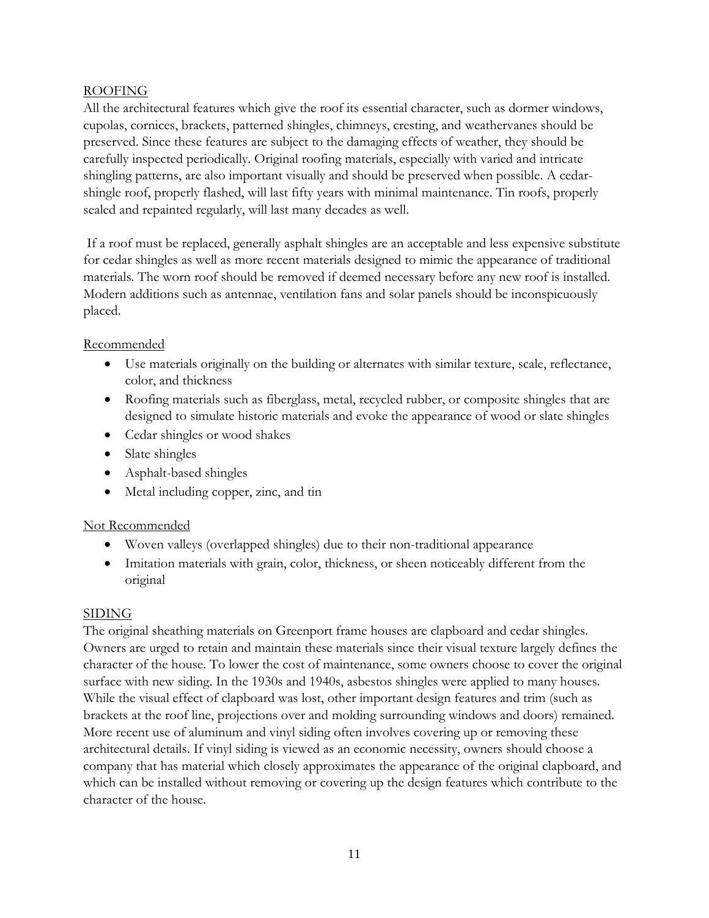## ROOFING

All the architectural features which give the roof its essential character, such as dormer windows, cupolas, cornices, brackets, patterned shingles, chimneys, cresting, and weathervanes should be preserved. Since these features are subject to the damaging effects of weather, they should be carefully inspected periodically. Original roofing materials, especially with varied and intricate shingling patterns, are also important visually and should be preserved when possible. A cedar-shingle roof, properly flashed, will last fifty years with minimal maintenance. Tin roofs, properly sealed and repainted regularly, will last many decades as well.

If a roof must be replaced, generally asphalt shingles are an acceptable and less expensive substitute for cedar shingles as well as more recent materials designed to mimic the appearance of traditional materials. The worn roof should be removed if deemed necessary before any new roof is installed. Modern additions such as antennae, ventilation fans and solar panels should be inconspicuously placed.

### Recommended

- Use materials originally on the building or alternates with similar texture, scale, reflectance, color, and thickness
- Roofing materials such as fiberglass, metal, recycled rubber, or composite shingles that are designed to simulate historic materials and evoke the appearance of wood or slate shingles
- Cedar shingles or wood shakes
- Slate shingles
- Asphalt-based shingles
- Metal including copper, zinc, and tin

### Not Recommended

- Woven valleys (overlapped shingles) due to their non-traditional appearance
- Imitation materials with grain, color, thickness, or sheen noticeably different from the original

## SIDING

The original sheathing materials on Greenport frame houses are clapboard and cedar shingles. Owners are urged to retain and maintain these materials since their visual texture largely defines the character of the house. To lower the cost of maintenance, some owners choose to cover the original surface with new siding. In the 1930s and 1940s, asbestos shingles were applied to many houses. While the visual effect of clapboard was lost, other important design features and trim (such as brackets at the roof line, projections over and molding surrounding windows and doors) remained. More recent use of aluminum and vinyl siding often involves covering up or removing these architectural details. If vinyl siding is viewed as an economic necessity, owners should choose a company that has material which closely approximates the appearance of the original clapboard, and which can be installed without removing or covering up the design features which contribute to the character of the house.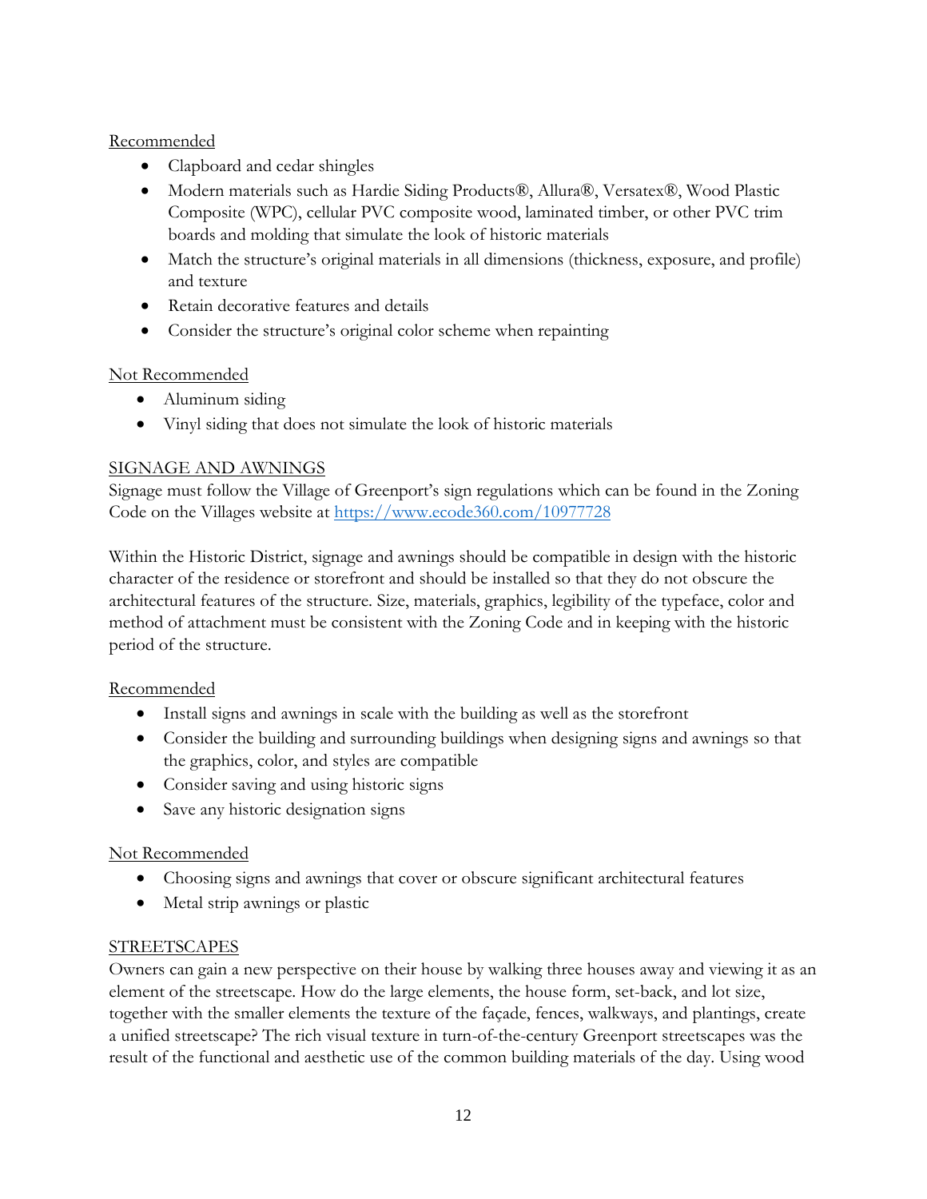Recommended

- Clapboard and cedar shingles
- Modern materials such as Hardie Siding Products®, Allura®, Versatex®, Wood Plastic Composite (WPC), cellular PVC composite wood, laminated timber, or other PVC trim boards and molding that simulate the look of historic materials
- Match the structure's original materials in all dimensions (thickness, exposure, and profile) and texture
- Retain decorative features and details
- Consider the structure's original color scheme when repainting

Not Recommended

- Aluminum siding
- Vinyl siding that does not simulate the look of historic materials

## SIGNAGE AND AWNINGS

Signage must follow the Village of Greenport's sign regulations which can be found in the Zoning Code on the Villages website at https://www.ecode360.com/10977728

Within the Historic District, signage and awnings should be compatible in design with the historic character of the residence or storefront and should be installed so that they do not obscure the architectural features of the structure. Size, materials, graphics, legibility of the typeface, color and method of attachment must be consistent with the Zoning Code and in keeping with the historic period of the structure.

Recommended

- Install signs and awnings in scale with the building as well as the storefront
- Consider the building and surrounding buildings when designing signs and awnings so that the graphics, color, and styles are compatible
- Consider saving and using historic signs
- Save any historic designation signs

Not Recommended

- Choosing signs and awnings that cover or obscure significant architectural features
- Metal strip awnings or plastic

## STREETSCAPES

Owners can gain a new perspective on their house by walking three houses away and viewing it as an element of the streetscape. How do the large elements, the house form, set-back, and lot size, together with the smaller elements the texture of the façade, fences, walkways, and plantings, create a unified streetscape? The rich visual texture in turn-of-the-century Greenport streetscapes was the result of the functional and aesthetic use of the common building materials of the day. Using wood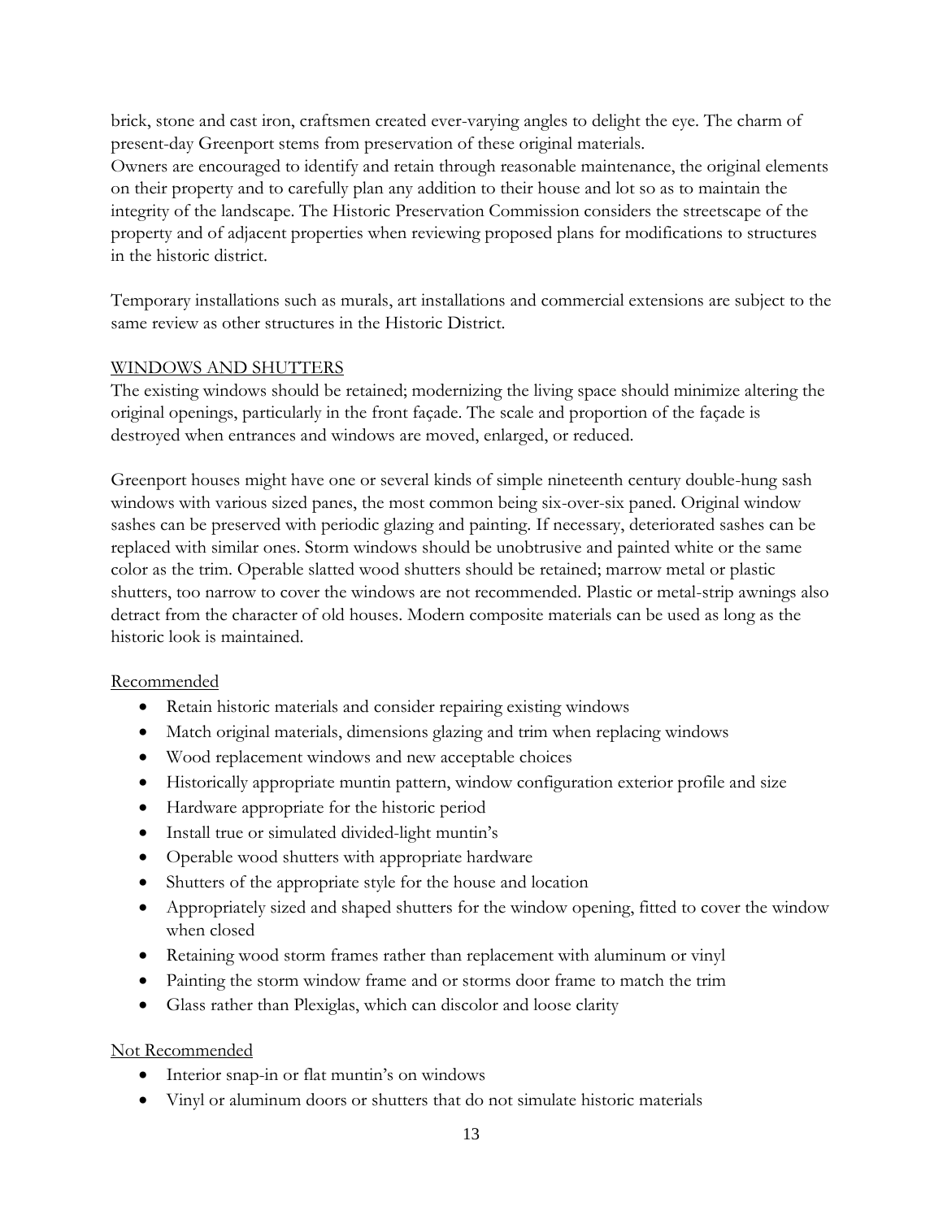brick, stone and cast iron, craftsmen created ever-varying angles to delight the eye. The charm of present-day Greenport stems from preservation of these original materials.
Owners are encouraged to identify and retain through reasonable maintenance, the original elements on their property and to carefully plan any addition to their house and lot so as to maintain the integrity of the landscape. The Historic Preservation Commission considers the streetscape of the property and of adjacent properties when reviewing proposed plans for modifications to structures in the historic district.

Temporary installations such as murals, art installations and commercial extensions are subject to the same review as other structures in the Historic District.

## WINDOWS AND SHUTTERS

The existing windows should be retained; modernizing the living space should minimize altering the original openings, particularly in the front façade. The scale and proportion of the façade is destroyed when entrances and windows are moved, enlarged, or reduced.

Greenport houses might have one or several kinds of simple nineteenth century double-hung sash windows with various sized panes, the most common being six-over-six paned. Original window sashes can be preserved with periodic glazing and painting. If necessary, deteriorated sashes can be replaced with similar ones. Storm windows should be unobtrusive and painted white or the same color as the trim. Operable slatted wood shutters should be retained; marrow metal or plastic shutters, too narrow to cover the windows are not recommended. Plastic or metal-strip awnings also detract from the character of old houses. Modern composite materials can be used as long as the historic look is maintained.

Recommended

- Retain historic materials and consider repairing existing windows
- Match original materials, dimensions glazing and trim when replacing windows
- Wood replacement windows and new acceptable choices
- Historically appropriate muntin pattern, window configuration exterior profile and size
- Hardware appropriate for the historic period
- Install true or simulated divided-light muntin's
- Operable wood shutters with appropriate hardware
- Shutters of the appropriate style for the house and location
- Appropriately sized and shaped shutters for the window opening, fitted to cover the window when closed
- Retaining wood storm frames rather than replacement with aluminum or vinyl
- Painting the storm window frame and or storms door frame to match the trim
- Glass rather than Plexiglas, which can discolor and loose clarity

Not Recommended

- Interior snap-in or flat muntin's on windows
- Vinyl or aluminum doors or shutters that do not simulate historic materials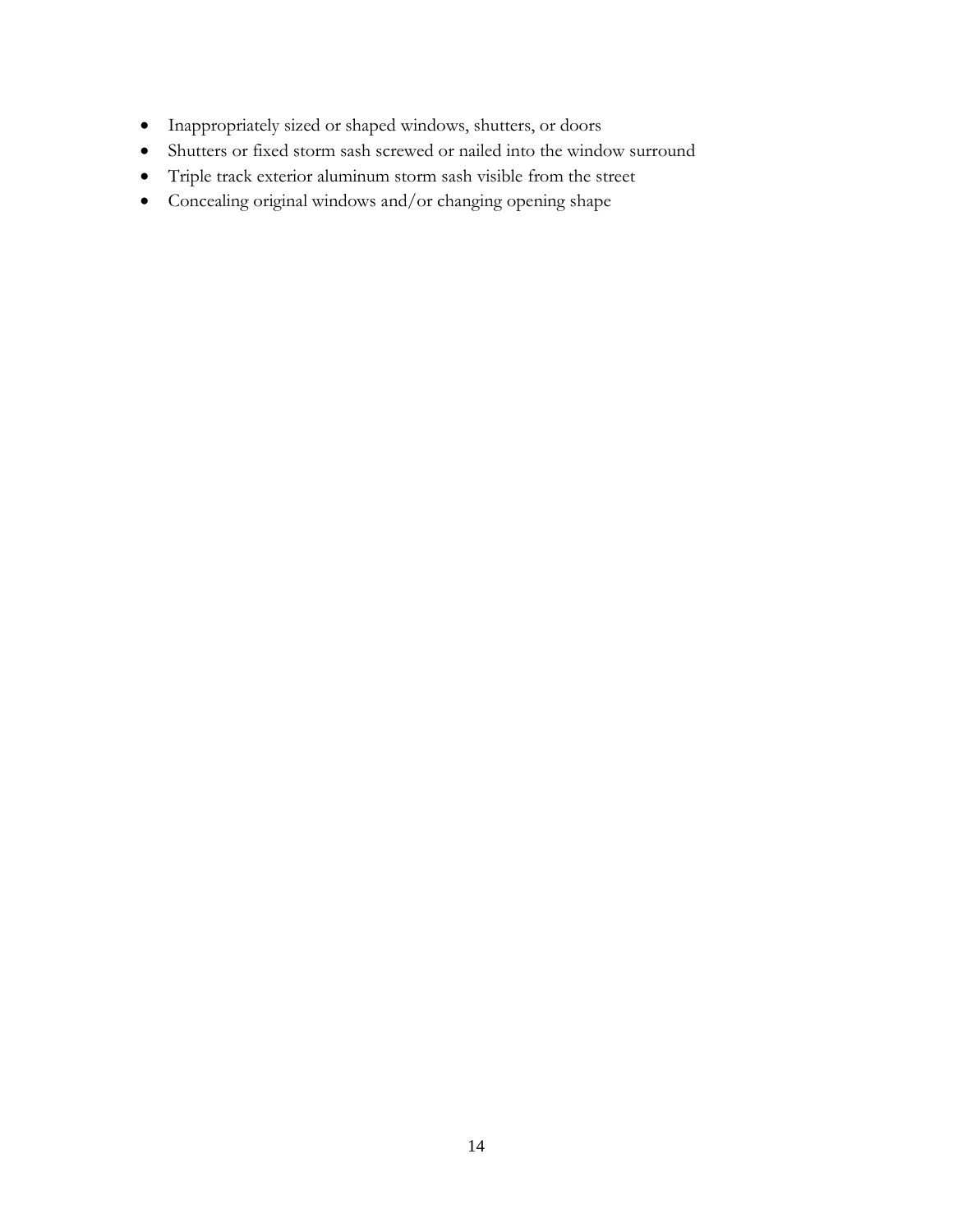- Inappropriately sized or shaped windows, shutters, or doors
- Shutters or fixed storm sash screwed or nailed into the window surround
- Triple track exterior aluminum storm sash visible from the street
- Concealing original windows and/or changing opening shape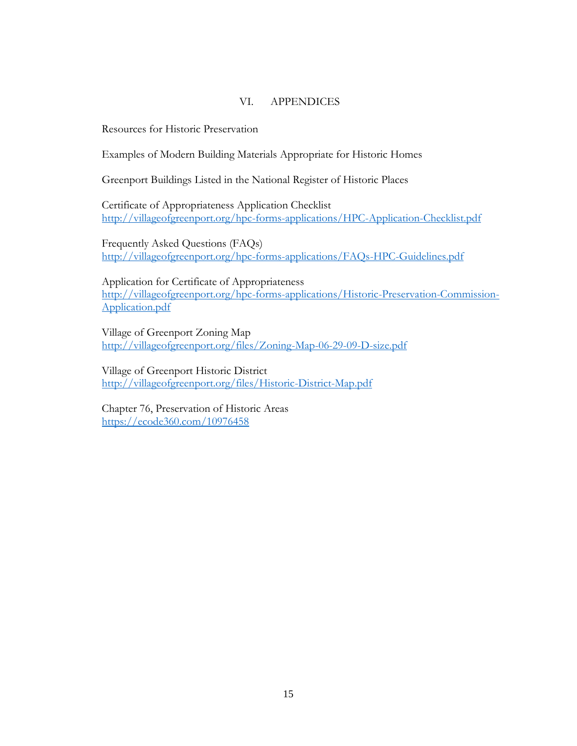# VI. APPENDICES

Resources for Historic Preservation

Examples of Modern Building Materials Appropriate for Historic Homes

Greenport Buildings Listed in the National Register of Historic Places

Certificate of Appropriateness Application Checklist
http://villageofgreenport.org/hpc-forms-applications/HPC-Application-Checklist.pdf

Frequently Asked Questions (FAQs)
http://villageofgreenport.org/hpc-forms-applications/FAQs-HPC-Guidelines.pdf

Application for Certificate of Appropriateness
http://villageofgreenport.org/hpc-forms-applications/Historic-Preservation-Commission-Application.pdf

Village of Greenport Zoning Map
http://villageofgreenport.org/files/Zoning-Map-06-29-09-D-size.pdf

Village of Greenport Historic District
http://villageofgreenport.org/files/Historic-District-Map.pdf

Chapter 76, Preservation of Historic Areas
https://ecode360.com/10976458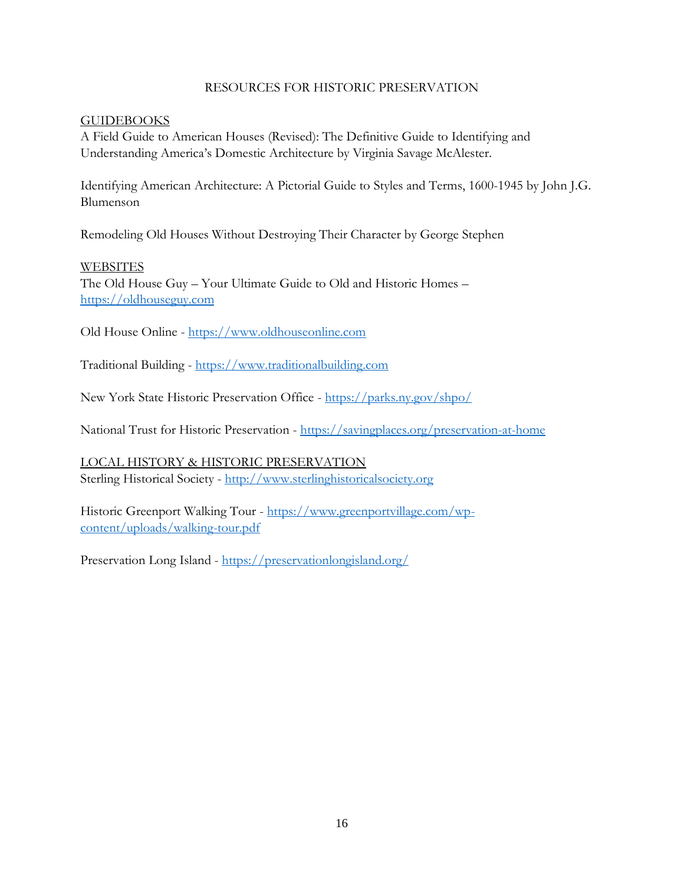# RESOURCES FOR HISTORIC PRESERVATION

## GUIDEBOOKS

A Field Guide to American Houses (Revised): The Definitive Guide to Identifying and Understanding America's Domestic Architecture by Virginia Savage McAlester.

Identifying American Architecture: A Pictorial Guide to Styles and Terms, 1600-1945 by John J.G. Blumenson

Remodeling Old Houses Without Destroying Their Character by George Stephen

## WEBSITES

The Old House Guy – Your Ultimate Guide to Old and Historic Homes – https://oldhouseguy.com

Old House Online - https://www.oldhouseonline.com

Traditional Building - https://www.traditionalbuilding.com

New York State Historic Preservation Office - https://parks.ny.gov/shpo/

National Trust for Historic Preservation - https://savingplaces.org/preservation-at-home

## LOCAL HISTORY & HISTORIC PRESERVATION

Sterling Historical Society - http://www.sterlinghistoricalsociety.org

Historic Greenport Walking Tour - https://www.greenportvillage.com/wp-content/uploads/walking-tour.pdf

Preservation Long Island - https://preservationlongisland.org/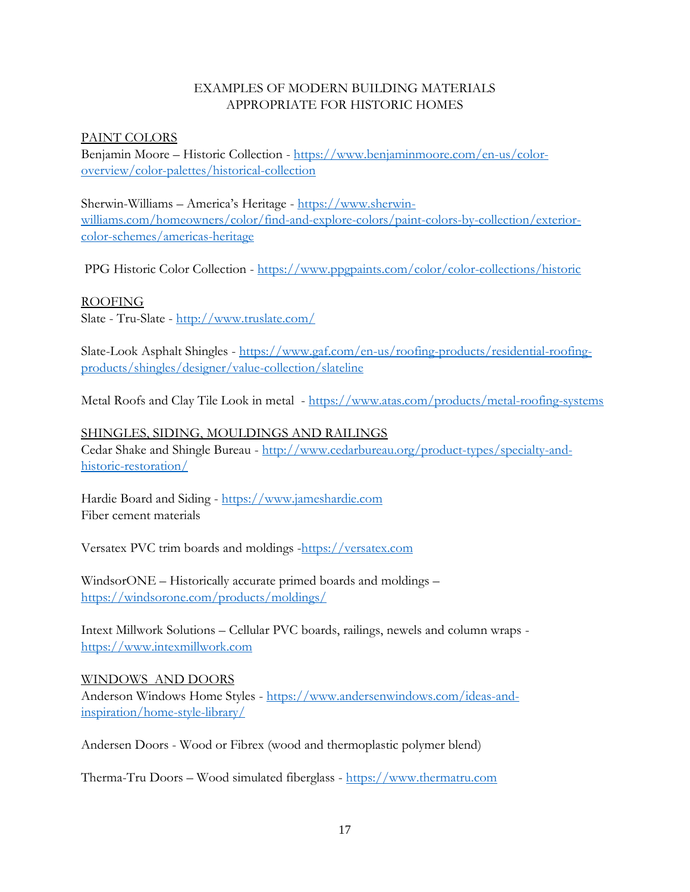# EXAMPLES OF MODERN BUILDING MATERIALS APPROPRIATE FOR HISTORIC HOMES

## PAINT COLORS

Benjamin Moore – Historic Collection - https://www.benjaminmoore.com/en-us/color-overview/color-palettes/historical-collection

Sherwin-Williams – America's Heritage - https://www.sherwin-williams.com/homeowners/color/find-and-explore-colors/paint-colors-by-collection/exterior-color-schemes/americas-heritage

PPG Historic Color Collection - https://www.ppgpaints.com/color/color-collections/historic

## ROOFING

Slate - Tru-Slate - http://www.truslate.com/

Slate-Look Asphalt Shingles - https://www.gaf.com/en-us/roofing-products/residential-roofing-products/shingles/designer/value-collection/slateline

Metal Roofs and Clay Tile Look in metal - https://www.atas.com/products/metal-roofing-systems

## SHINGLES, SIDING, MOULDINGS AND RAILINGS

Cedar Shake and Shingle Bureau - http://www.cedarbureau.org/product-types/specialty-and-historic-restoration/

Hardie Board and Siding - https://www.jameshardie.com
Fiber cement materials

Versatex PVC trim boards and moldings -https://versatex.com

WindsorONE – Historically accurate primed boards and moldings – https://windsorone.com/products/moldings/

Intext Millwork Solutions – Cellular PVC boards, railings, newels and column wraps - https://www.intexmillwork.com

## WINDOWS AND DOORS

Anderson Windows Home Styles - https://www.andersenwindows.com/ideas-and-inspiration/home-style-library/

Andersen Doors - Wood or Fibrex (wood and thermoplastic polymer blend)

Therma-Tru Doors – Wood simulated fiberglass - https://www.thermatru.com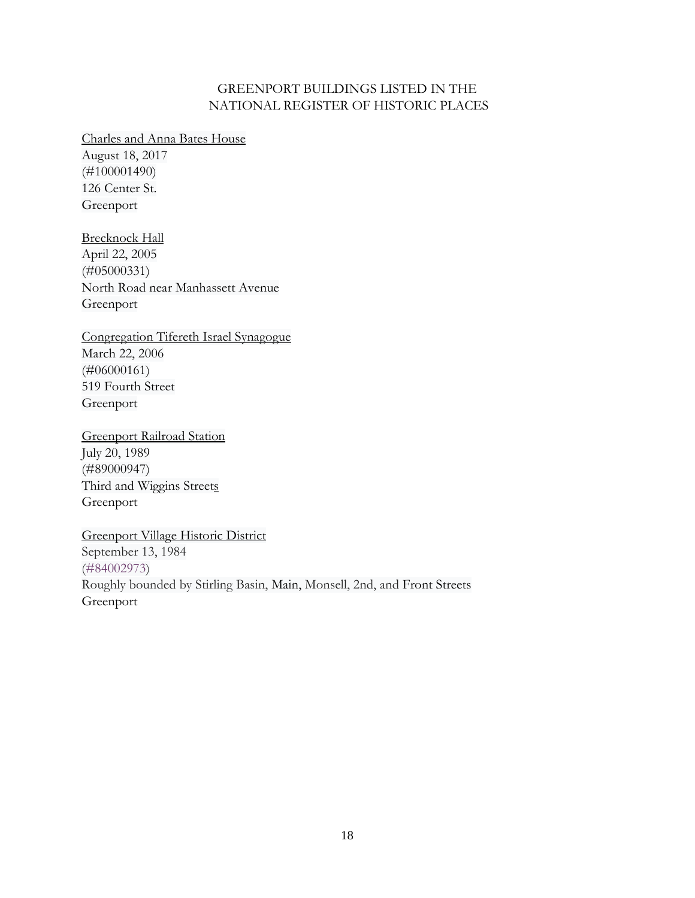# GREENPORT BUILDINGS LISTED IN THE NATIONAL REGISTER OF HISTORIC PLACES

Charles and Anna Bates House
August 18, 2017
(#100001490)
126 Center St.
Greenport

Brecknock Hall
April 22, 2005
(#05000331)
North Road near Manhassett Avenue
Greenport

Congregation Tifereth Israel Synagogue
March 22, 2006
(#06000161)
519 Fourth Street
Greenport

Greenport Railroad Station
July 20, 1989
(#89000947)
Third and Wiggins Streets
Greenport

Greenport Village Historic District
September 13, 1984
(#84002973)
Roughly bounded by Stirling Basin, Main, Monsell, 2nd, and Front Streets
Greenport